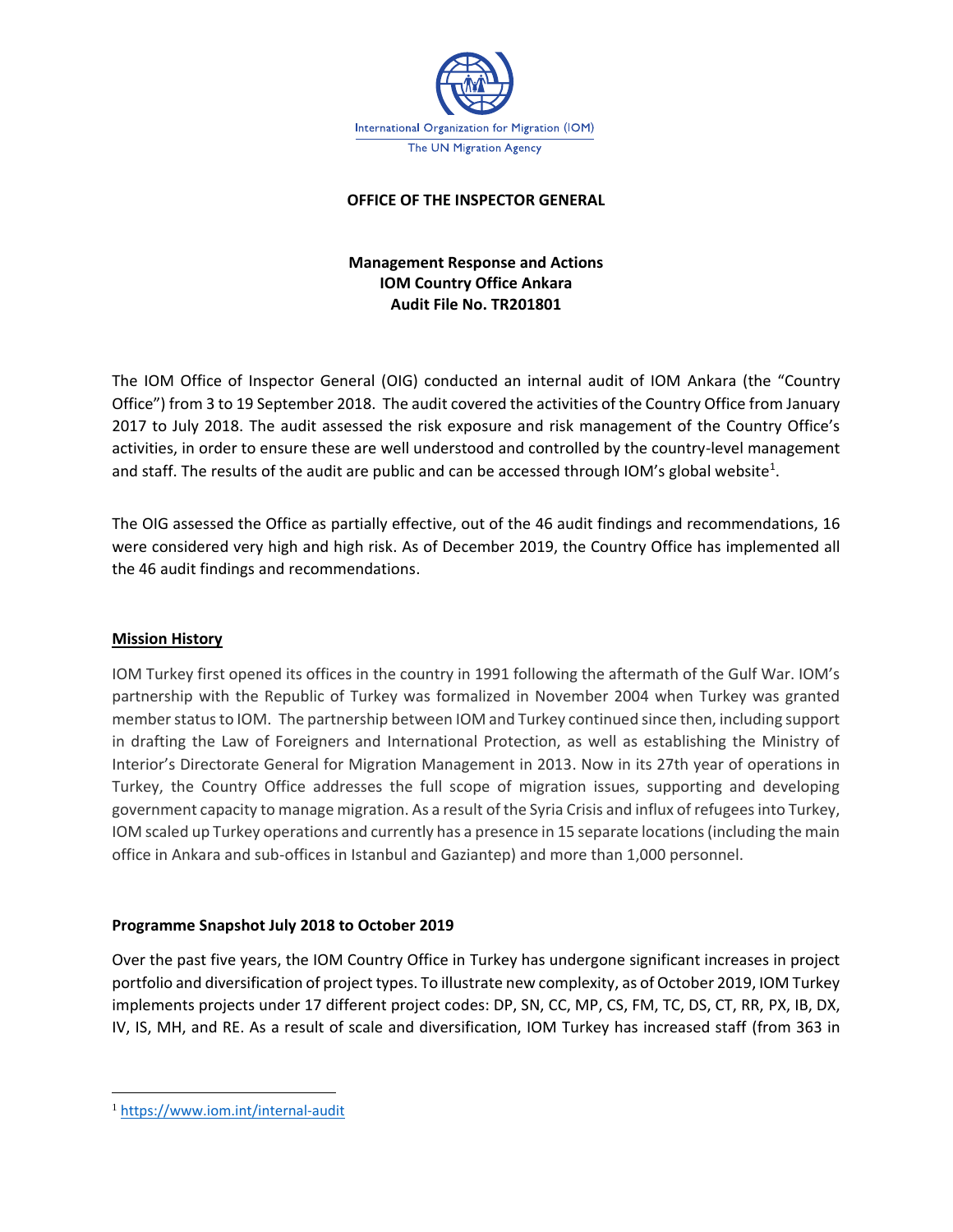International Organization for Migration (IOM)
The UN Migration Agency

**OFFICE OF THE INSPECTOR GENERAL**

**Management Response and Actions**
**IOM Country Office Ankara**
**Audit File No. TR201801**

The IOM Office of Inspector General (OIG) conducted an internal audit of IOM Ankara (the "Country Office") from 3 to 19 September 2018. The audit covered the activities of the Country Office from January 2017 to July 2018. The audit assessed the risk exposure and risk management of the Country Office's activities, in order to ensure these are well understood and controlled by the country-level management and staff. The results of the audit are public and can be accessed through IOM's global website[1].

The OIG assessed the Office as partially effective, out of the 46 audit findings and recommendations, 16 were considered very high and high risk. As of December 2019, the Country Office has implemented all the 46 audit findings and recommendations.

## Mission History

IOM Turkey first opened its offices in the country in 1991 following the aftermath of the Gulf War. IOM's partnership with the Republic of Turkey was formalized in November 2004 when Turkey was granted member status to IOM. The partnership between IOM and Turkey continued since then, including support in drafting the Law of Foreigners and International Protection, as well as establishing the Ministry of Interior's Directorate General for Migration Management in 2013. Now in its 27th year of operations in Turkey, the Country Office addresses the full scope of migration issues, supporting and developing government capacity to manage migration. As a result of the Syria Crisis and influx of refugees into Turkey, IOM scaled up Turkey operations and currently has a presence in 15 separate locations (including the main office in Ankara and sub-offices in Istanbul and Gaziantep) and more than 1,000 personnel.

### Programme Snapshot July 2018 to October 2019

Over the past five years, the IOM Country Office in Turkey has undergone significant increases in project portfolio and diversification of project types. To illustrate new complexity, as of October 2019, IOM Turkey implements projects under 17 different project codes: DP, SN, CC, MP, CS, FM, TC, DS, CT, RR, PX, IB, DX, IV, IS, MH, and RE. As a result of scale and diversification, IOM Turkey has increased staff (from 363 in

---

[1] https://www.iom.int/internal-audit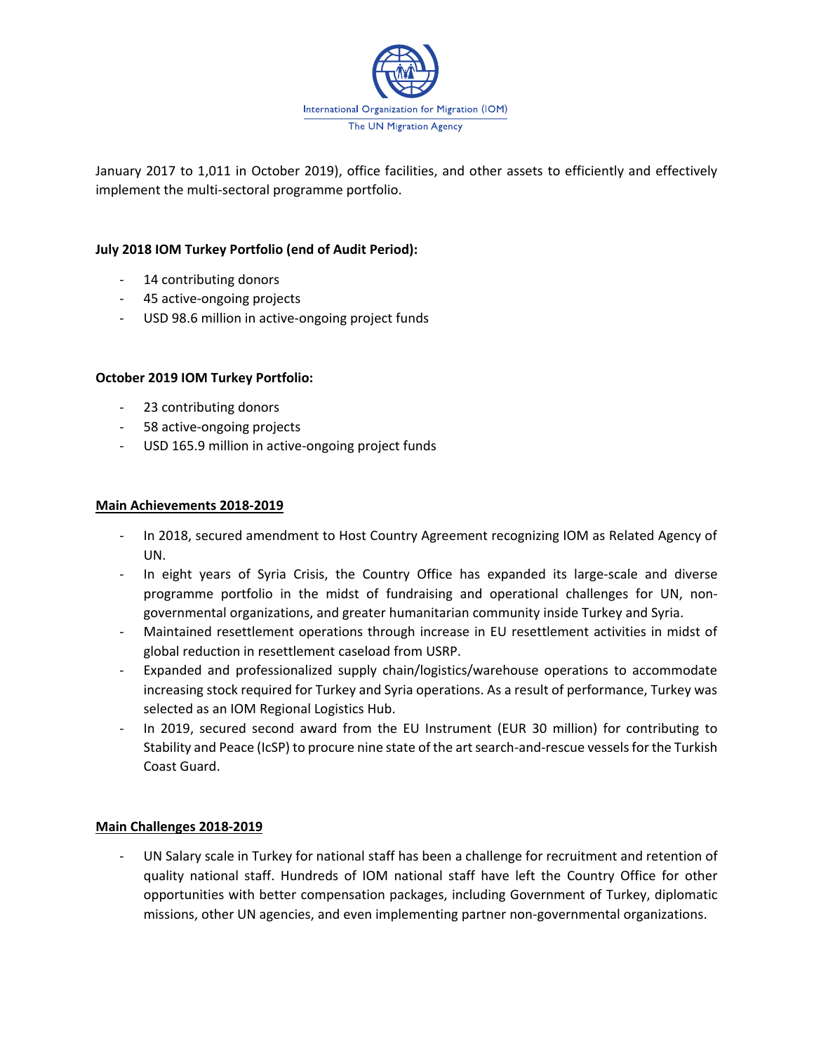January 2017 to 1,011 in October 2019), office facilities, and other assets to efficiently and effectively implement the multi-sectoral programme portfolio.

**July 2018 IOM Turkey Portfolio (end of Audit Period):**

- 14 contributing donors
- 45 active-ongoing projects
- USD 98.6 million in active-ongoing project funds

**October 2019 IOM Turkey Portfolio:**

- 23 contributing donors
- 58 active-ongoing projects
- USD 165.9 million in active-ongoing project funds

**Main Achievements 2018-2019**

- In 2018, secured amendment to Host Country Agreement recognizing IOM as Related Agency of UN.
- In eight years of Syria Crisis, the Country Office has expanded its large-scale and diverse programme portfolio in the midst of fundraising and operational challenges for UN, non-governmental organizations, and greater humanitarian community inside Turkey and Syria.
- Maintained resettlement operations through increase in EU resettlement activities in midst of global reduction in resettlement caseload from USRP.
- Expanded and professionalized supply chain/logistics/warehouse operations to accommodate increasing stock required for Turkey and Syria operations. As a result of performance, Turkey was selected as an IOM Regional Logistics Hub.
- In 2019, secured second award from the EU Instrument (EUR 30 million) for contributing to Stability and Peace (IcSP) to procure nine state of the art search-and-rescue vessels for the Turkish Coast Guard.

**Main Challenges 2018-2019**

- UN Salary scale in Turkey for national staff has been a challenge for recruitment and retention of quality national staff. Hundreds of IOM national staff have left the Country Office for other opportunities with better compensation packages, including Government of Turkey, diplomatic missions, other UN agencies, and even implementing partner non-governmental organizations.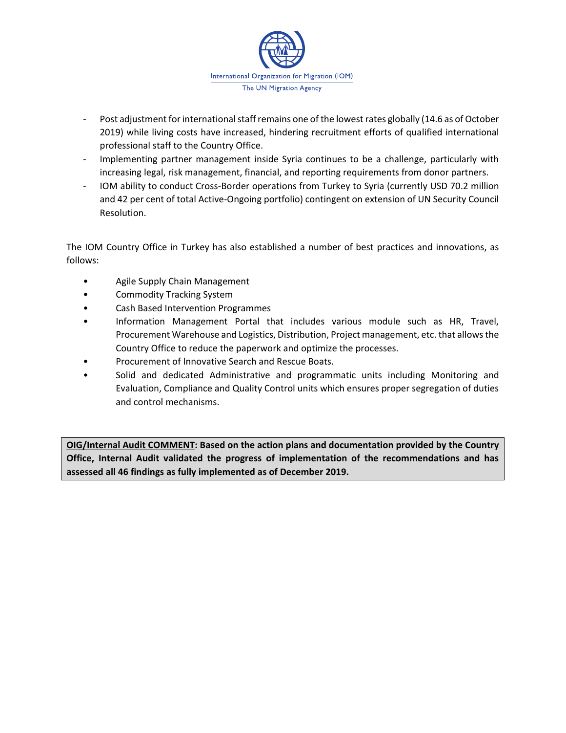- Post adjustment for international staff remains one of the lowest rates globally (14.6 as of October 2019) while living costs have increased, hindering recruitment efforts of qualified international professional staff to the Country Office.
- Implementing partner management inside Syria continues to be a challenge, particularly with increasing legal, risk management, financial, and reporting requirements from donor partners.
- IOM ability to conduct Cross-Border operations from Turkey to Syria (currently USD 70.2 million and 42 per cent of total Active-Ongoing portfolio) contingent on extension of UN Security Council Resolution.

The IOM Country Office in Turkey has also established a number of best practices and innovations, as follows:

- Agile Supply Chain Management
- Commodity Tracking System
- Cash Based Intervention Programmes
- Information Management Portal that includes various module such as HR, Travel, Procurement Warehouse and Logistics, Distribution, Project management, etc. that allows the Country Office to reduce the paperwork and optimize the processes.
- Procurement of Innovative Search and Rescue Boats.
- Solid and dedicated Administrative and programmatic units including Monitoring and Evaluation, Compliance and Quality Control units which ensures proper segregation of duties and control mechanisms.

**<u>OIG/Internal Audit COMMENT</u>: Based on the action plans and documentation provided by the Country Office, Internal Audit validated the progress of implementation of the recommendations and has assessed all 46 findings as fully implemented as of December 2019.**